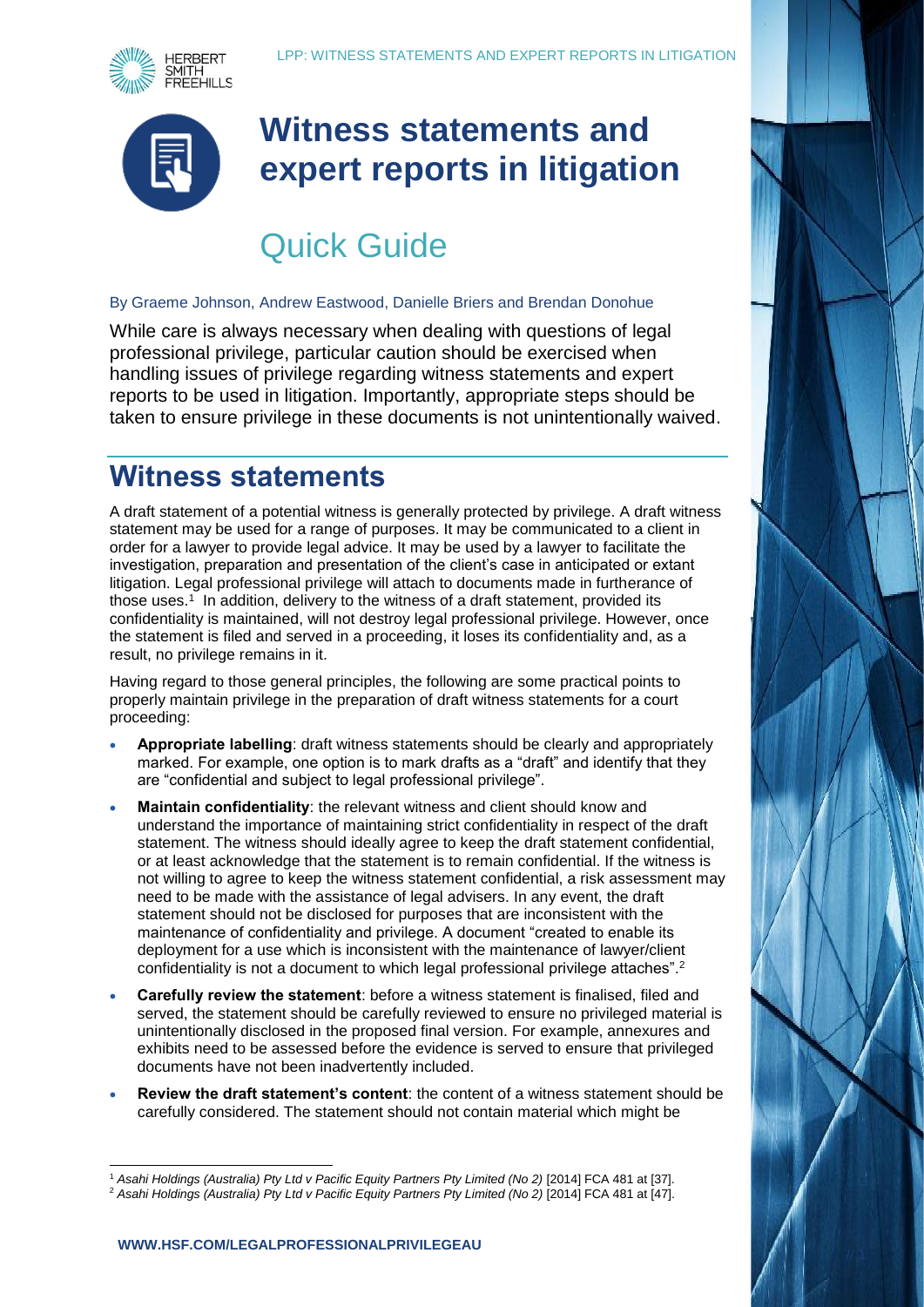# Witness statements and expert reports in litigation

## Quick Guide

By Graeme Johnson, Andrew Eastwood, Danielle Briers and Brendan Donohue

While care is always necessary when dealing with questions of legal professional privilege, particular caution should be exercised when handling issues of privilege regarding witness statements and expert reports to be used in litigation. Importantly, appropriate steps should be taken to ensure privilege in these documents is not unintentionally waived.

## Witness statements

A draft statement of a potential witness is generally protected by privilege. A draft witness statement may be used for a range of purposes. It may be communicated to a client in order for a lawyer to provide legal advice. It may be used by a lawyer to facilitate the investigation, preparation and presentation of the client's case in anticipated or extant litigation. Legal professional privilege will attach to documents made in furtherance of those uses.[1] In addition, delivery to the witness of a draft statement, provided its confidentiality is maintained, will not destroy legal professional privilege. However, once the statement is filed and served in a proceeding, it loses its confidentiality and, as a result, no privilege remains in it.

Having regard to those general principles, the following are some practical points to properly maintain privilege in the preparation of draft witness statements for a court proceeding:

- **Appropriate labelling**: draft witness statements should be clearly and appropriately marked. For example, one option is to mark drafts as a "draft" and identify that they are "confidential and subject to legal professional privilege".
- **Maintain confidentiality**: the relevant witness and client should know and understand the importance of maintaining strict confidentiality in respect of the draft statement. The witness should ideally agree to keep the draft statement confidential, or at least acknowledge that the statement is to remain confidential. If the witness is not willing to agree to keep the witness statement confidential, a risk assessment may need to be made with the assistance of legal advisers. In any event, the draft statement should not be disclosed for purposes that are inconsistent with the maintenance of confidentiality and privilege. A document "created to enable its deployment for a use which is inconsistent with the maintenance of lawyer/client confidentiality is not a document to which legal professional privilege attaches".[2]
- **Carefully review the statement**: before a witness statement is finalised, filed and served, the statement should be carefully reviewed to ensure no privileged material is unintentionally disclosed in the proposed final version. For example, annexures and exhibits need to be assessed before the evidence is served to ensure that privileged documents have not been inadvertently included.
- **Review the draft statement's content**: the content of a witness statement should be carefully considered. The statement should not contain material which might be

[1] *Asahi Holdings (Australia) Pty Ltd v Pacific Equity Partners Pty Limited (No 2)* [2014] FCA 481 at [37].

[2] *Asahi Holdings (Australia) Pty Ltd v Pacific Equity Partners Pty Limited (No 2)* [2014] FCA 481 at [47].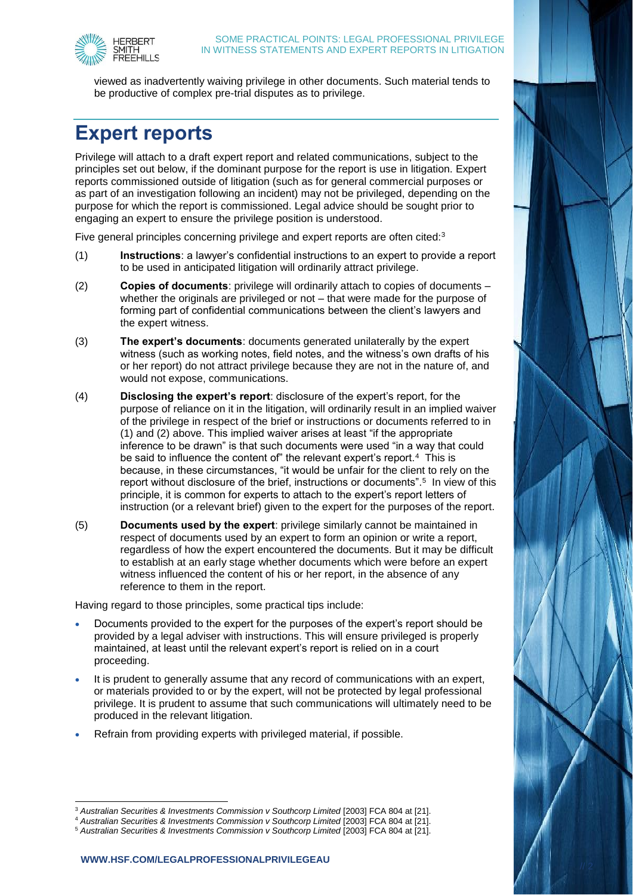viewed as inadvertently waiving privilege in other documents. Such material tends to be productive of complex pre-trial disputes as to privilege.

# Expert reports

Privilege will attach to a draft expert report and related communications, subject to the principles set out below, if the dominant purpose for the report is use in litigation. Expert reports commissioned outside of litigation (such as for general commercial purposes or as part of an investigation following an incident) may not be privileged, depending on the purpose for which the report is commissioned. Legal advice should be sought prior to engaging an expert to ensure the privilege position is understood.

Five general principles concerning privilege and expert reports are often cited:[3]

(1) **Instructions**: a lawyer's confidential instructions to an expert to provide a report to be used in anticipated litigation will ordinarily attract privilege.

(2) **Copies of documents**: privilege will ordinarily attach to copies of documents – whether the originals are privileged or not – that were made for the purpose of forming part of confidential communications between the client's lawyers and the expert witness.

(3) **The expert's documents**: documents generated unilaterally by the expert witness (such as working notes, field notes, and the witness's own drafts of his or her report) do not attract privilege because they are not in the nature of, and would not expose, communications.

(4) **Disclosing the expert's report**: disclosure of the expert's report, for the purpose of reliance on it in the litigation, will ordinarily result in an implied waiver of the privilege in respect of the brief or instructions or documents referred to in (1) and (2) above. This implied waiver arises at least "if the appropriate inference to be drawn" is that such documents were used "in a way that could be said to influence the content of" the relevant expert's report.[4] This is because, in these circumstances, "it would be unfair for the client to rely on the report without disclosure of the brief, instructions or documents".[5] In view of this principle, it is common for experts to attach to the expert's report letters of instruction (or a relevant brief) given to the expert for the purposes of the report.

(5) **Documents used by the expert**: privilege similarly cannot be maintained in respect of documents used by an expert to form an opinion or write a report, regardless of how the expert encountered the documents. But it may be difficult to establish at an early stage whether documents which were before an expert witness influenced the content of his or her report, in the absence of any reference to them in the report.

Having regard to those principles, some practical tips include:

- Documents provided to the expert for the purposes of the expert's report should be provided by a legal adviser with instructions. This will ensure privileged is properly maintained, at least until the relevant expert's report is relied on in a court proceeding.
- It is prudent to generally assume that any record of communications with an expert, or materials provided to or by the expert, will not be protected by legal professional privilege. It is prudent to assume that such communications will ultimately need to be produced in the relevant litigation.
- Refrain from providing experts with privileged material, if possible.

---

[3] *Australian Securities & Investments Commission v Southcorp Limited* [2003] FCA 804 at [21].

[4] *Australian Securities & Investments Commission v Southcorp Limited* [2003] FCA 804 at [21].

[5] *Australian Securities & Investments Commission v Southcorp Limited* [2003] FCA 804 at [21].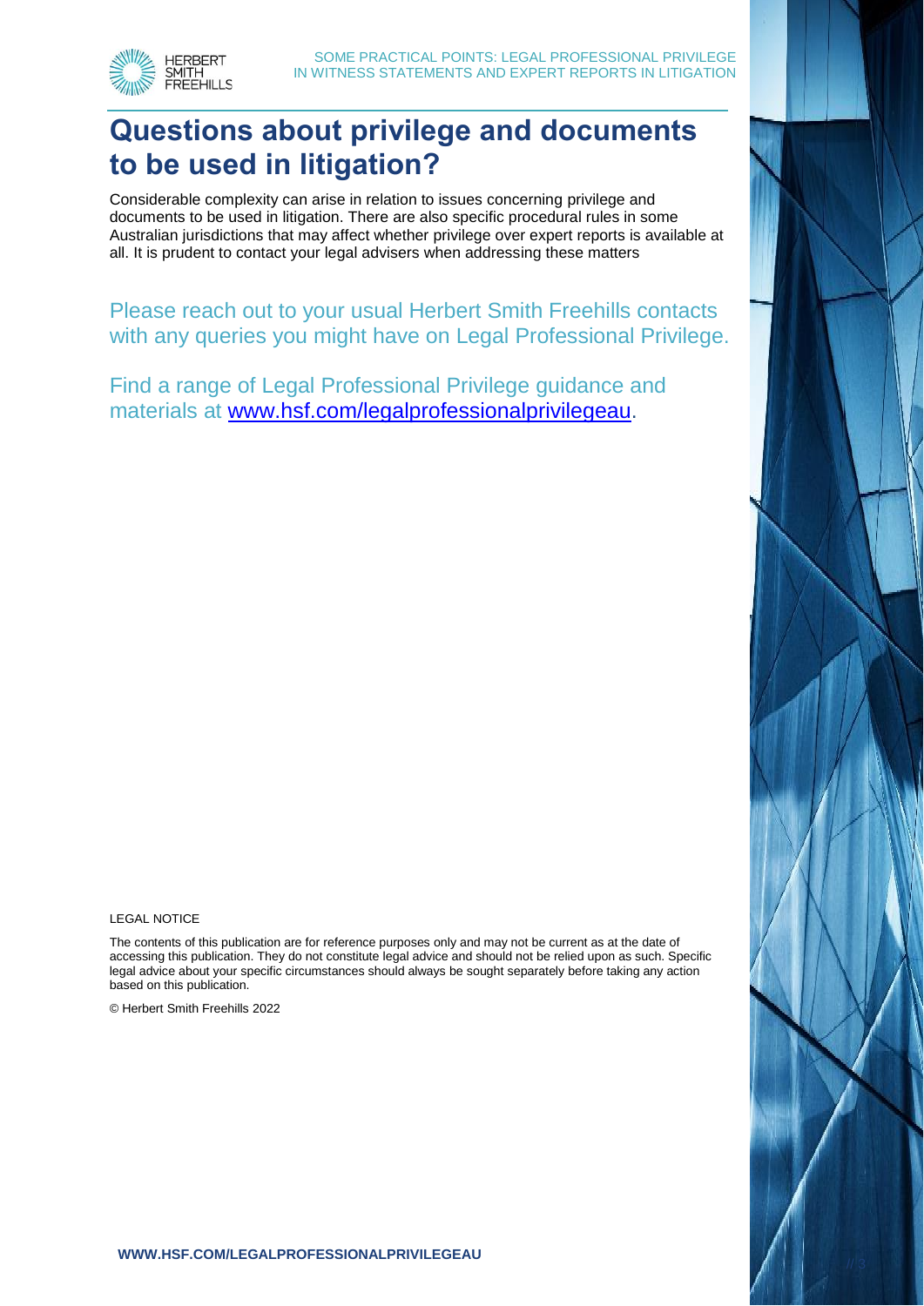# Questions about privilege and documents to be used in litigation?

Considerable complexity can arise in relation to issues concerning privilege and documents to be used in litigation. There are also specific procedural rules in some Australian jurisdictions that may affect whether privilege over expert reports is available at all. It is prudent to contact your legal advisers when addressing these matters

Please reach out to your usual Herbert Smith Freehills contacts with any queries you might have on Legal Professional Privilege.

Find a range of Legal Professional Privilege guidance and materials at [www.hsf.com/legalprofessionalprivilegeau](http://www.hsf.com/legalprofessionalprivilegeau).

LEGAL NOTICE

The contents of this publication are for reference purposes only and may not be current as at the date of accessing this publication. They do not constitute legal advice and should not be relied upon as such. Specific legal advice about your specific circumstances should always be sought separately before taking any action based on this publication.

© Herbert Smith Freehills 2022